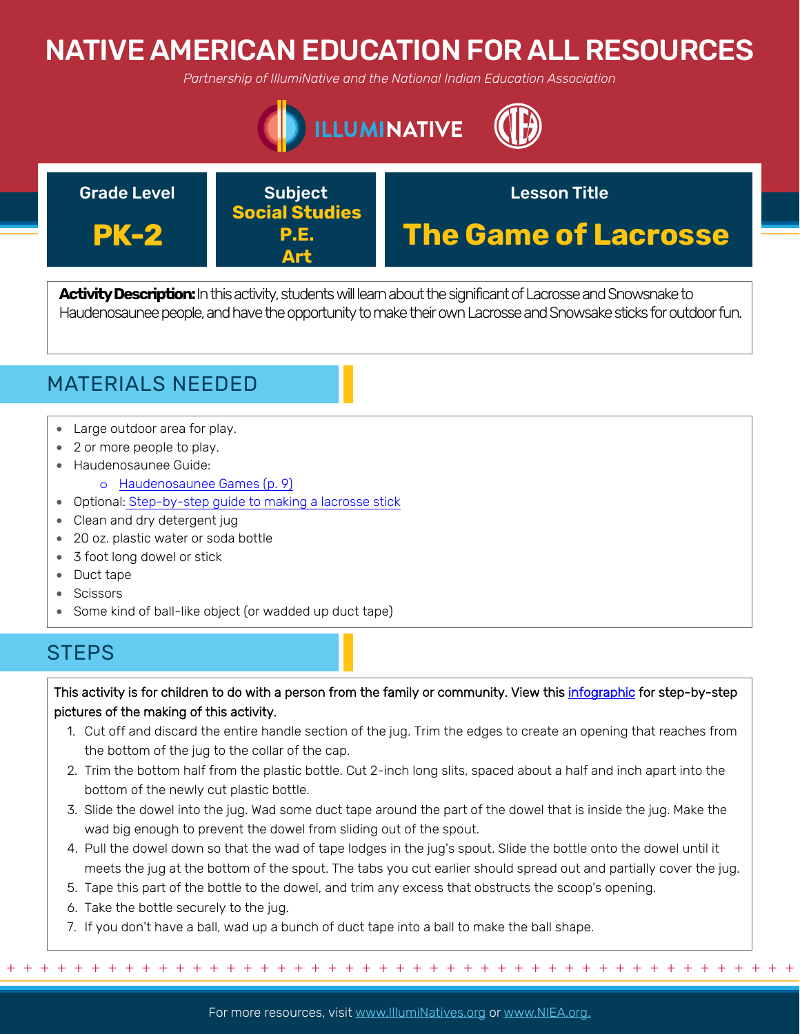# NATIVE AMERICAN EDUCATION FOR ALL RESOURCES

*Partnership of IllumiNative and the National Indian Education Association*

| Grade Level | Subject | Lesson Title |
| --- | --- | --- |
| **PK-2** | **Social Studies P.E. Art** | **The Game of Lacrosse** |

**Activity Description:** In this activity, students will learn about the significant of Lacrosse and Snowsnake to Haudenosaunee people, and have the opportunity to make their own Lacrosse and Snowsake sticks for outdoor fun.

## MATERIALS NEEDED

- Large outdoor area for play.
- 2 or more people to play.
- Haudenosaunee Guide:
  - Haudenosaunee Games (p. 9)
- Optional: Step-by-step guide to making a lacrosse stick
- Clean and dry detergent jug
- 20 oz. plastic water or soda bottle
- 3 foot long dowel or stick
- Duct tape
- Scissors
- Some kind of ball-like object (or wadded up duct tape)

## STEPS

This activity is for children to do with a person from the family or community. View this infographic for step-by-step pictures of the making of this activity.

1. Cut off and discard the entire handle section of the jug. Trim the edges to create an opening that reaches from the bottom of the jug to the collar of the cap.
2. Trim the bottom half from the plastic bottle. Cut 2-inch long slits, spaced about a half and inch apart into the bottom of the newly cut plastic bottle.
3. Slide the dowel into the jug. Wad some duct tape around the part of the dowel that is inside the jug. Make the wad big enough to prevent the dowel from sliding out of the spout.
4. Pull the dowel down so that the wad of tape lodges in the jug's spout. Slide the bottle onto the dowel until it meets the jug at the bottom of the spout. The tabs you cut earlier should spread out and partially cover the jug.
5. Tape this part of the bottle to the dowel, and trim any excess that obstructs the scoop's opening.
6. Take the bottle securely to the jug.
7. If you don't have a ball, wad up a bunch of duct tape into a ball to make the ball shape.

For more resources, visit www.IllumiNatives.org or www.NIEA.org.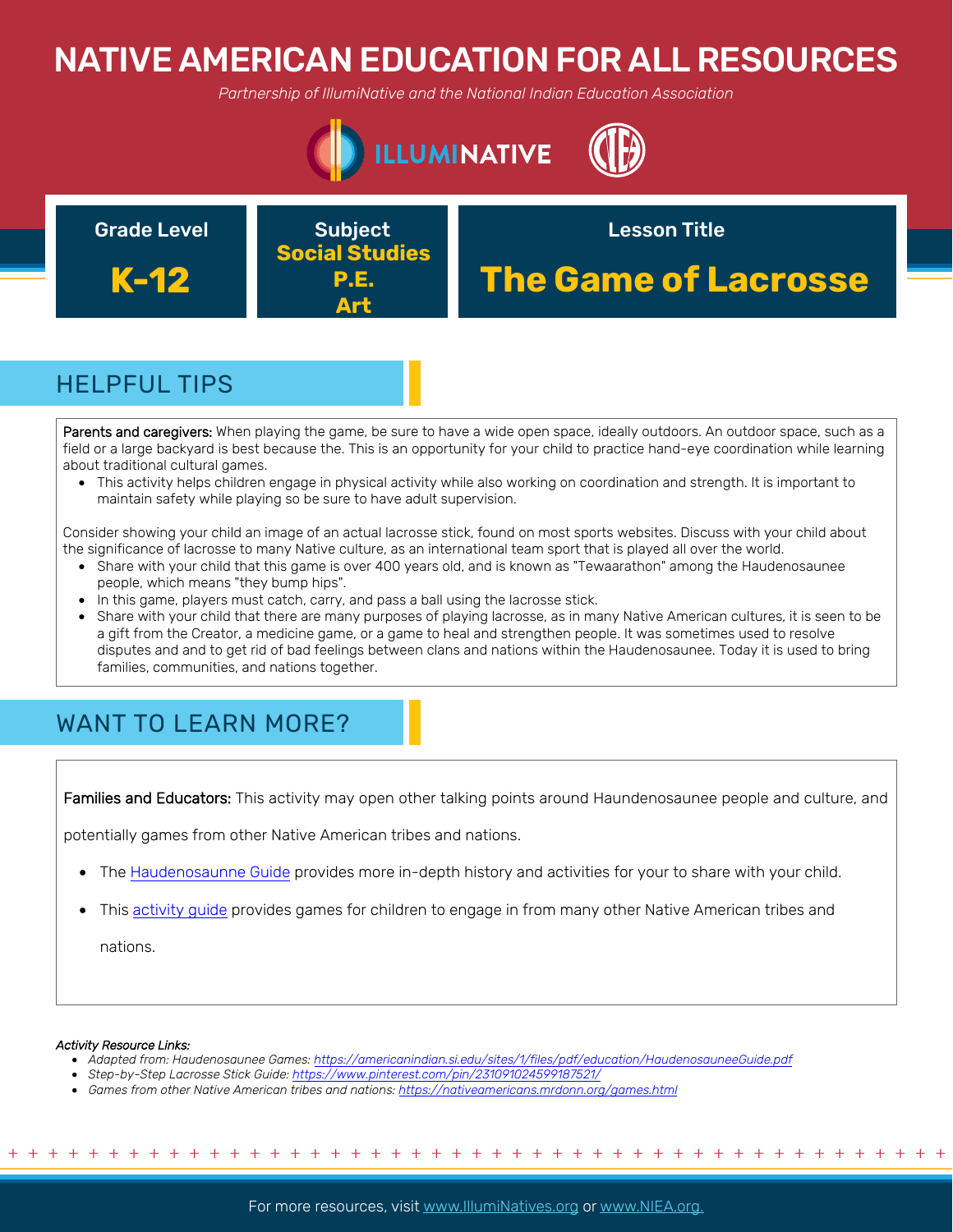# NATIVE AMERICAN EDUCATION FOR ALL RESOURCES

*Partnership of IllumiNative and the National Indian Education Association*

| Grade Level | Subject | Lesson Title |
| --- | --- | --- |
| **K-12** | **Social Studies P.E. Art** | **The Game of Lacrosse** |

## HELPFUL TIPS

Parents and caregivers: When playing the game, be sure to have a wide open space, ideally outdoors. An outdoor space, such as a field or a large backyard is best because the. This is an opportunity for your child to practice hand-eye coordination while learning about traditional cultural games.

- This activity helps children engage in physical activity while also working on coordination and strength. It is important to maintain safety while playing so be sure to have adult supervision.

Consider showing your child an image of an actual lacrosse stick, found on most sports websites. Discuss with your child about the significance of lacrosse to many Native culture, as an international team sport that is played all over the world.

- Share with your child that this game is over 400 years old, and is known as "Tewaarathon" among the Haudenosaunee people, which means "they bump hips".
- In this game, players must catch, carry, and pass a ball using the lacrosse stick.
- Share with your child that there are many purposes of playing lacrosse, as in many Native American cultures, it is seen to be a gift from the Creator, a medicine game, or a game to heal and strengthen people. It was sometimes used to resolve disputes and and to get rid of bad feelings between clans and nations within the Haudenosaunee. Today it is used to bring families, communities, and nations together.

## WANT TO LEARN MORE?

Families and Educators: This activity may open other talking points around Haundenosaunee people and culture, and potentially games from other Native American tribes and nations.

- The Haudenosaunne Guide provides more in-depth history and activities for your to share with your child.
- This activity guide provides games for children to engage in from many other Native American tribes and nations.

*Activity Resource Links:*

- *Adapted from: Haudenosaunee Games: https://americanindian.si.edu/sites/1/files/pdf/education/HaudenosauneeGuide.pdf*
- *Step-by-Step Lacrosse Stick Guide: https://www.pinterest.com/pin/231091024599187521/*
- *Games from other Native American tribes and nations: https://nativeamericans.mrdonn.org/games.html*

For more resources, visit www.IllumiNatives.org or www.NIEA.org.